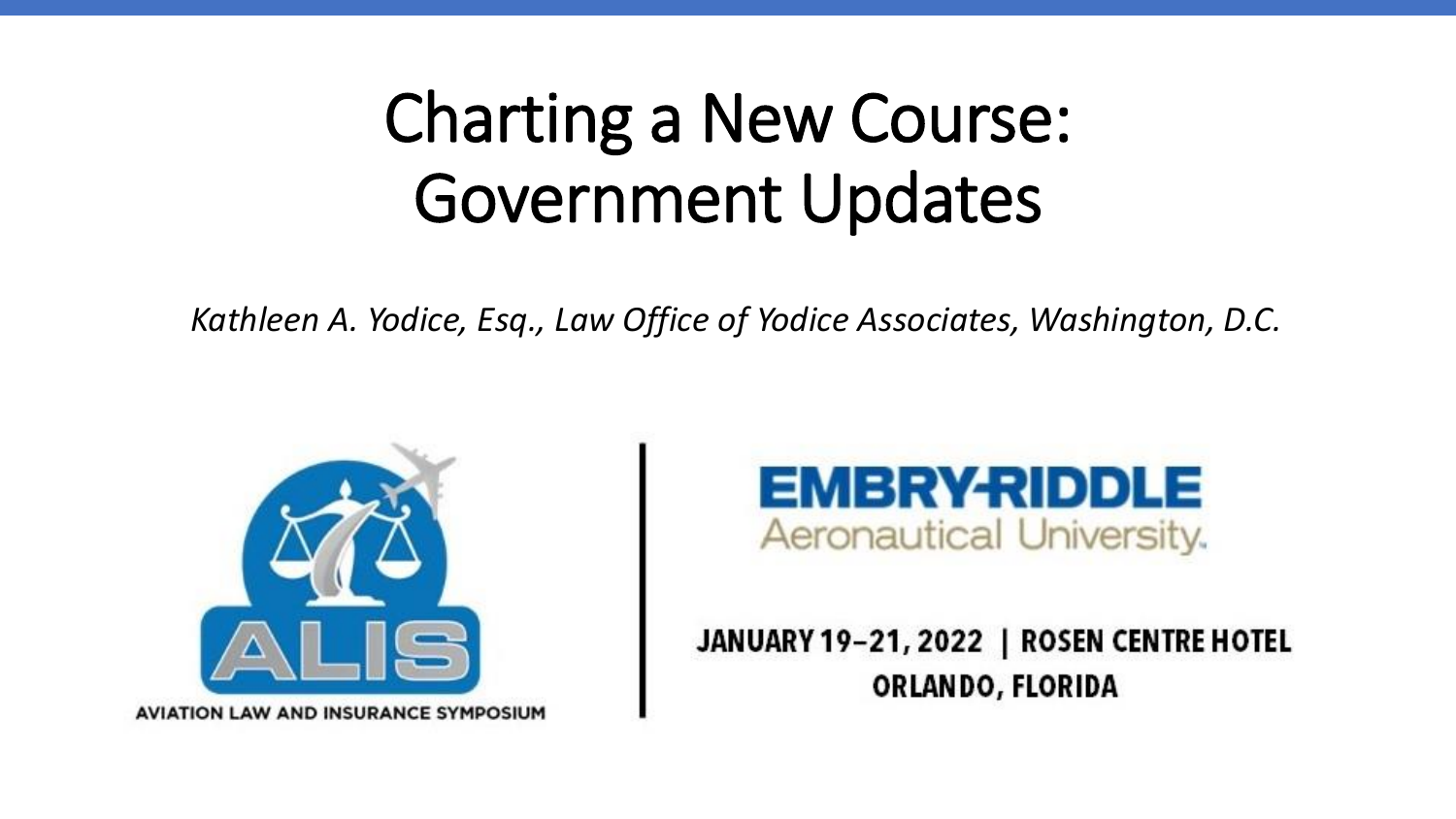# Charting a New Course: Government Updates

*Kathleen A. Yodice, Esq., Law Office of Yodice Associates, Washington, D.C.*

ALIS

AVIATION LAW AND INSURANCE SYMPOSIUM

EMBRY-RIDDLE Aeronautical University

JANUARY 19–21, 2022 | ROSEN CENTRE HOTEL ORLANDO, FLORIDA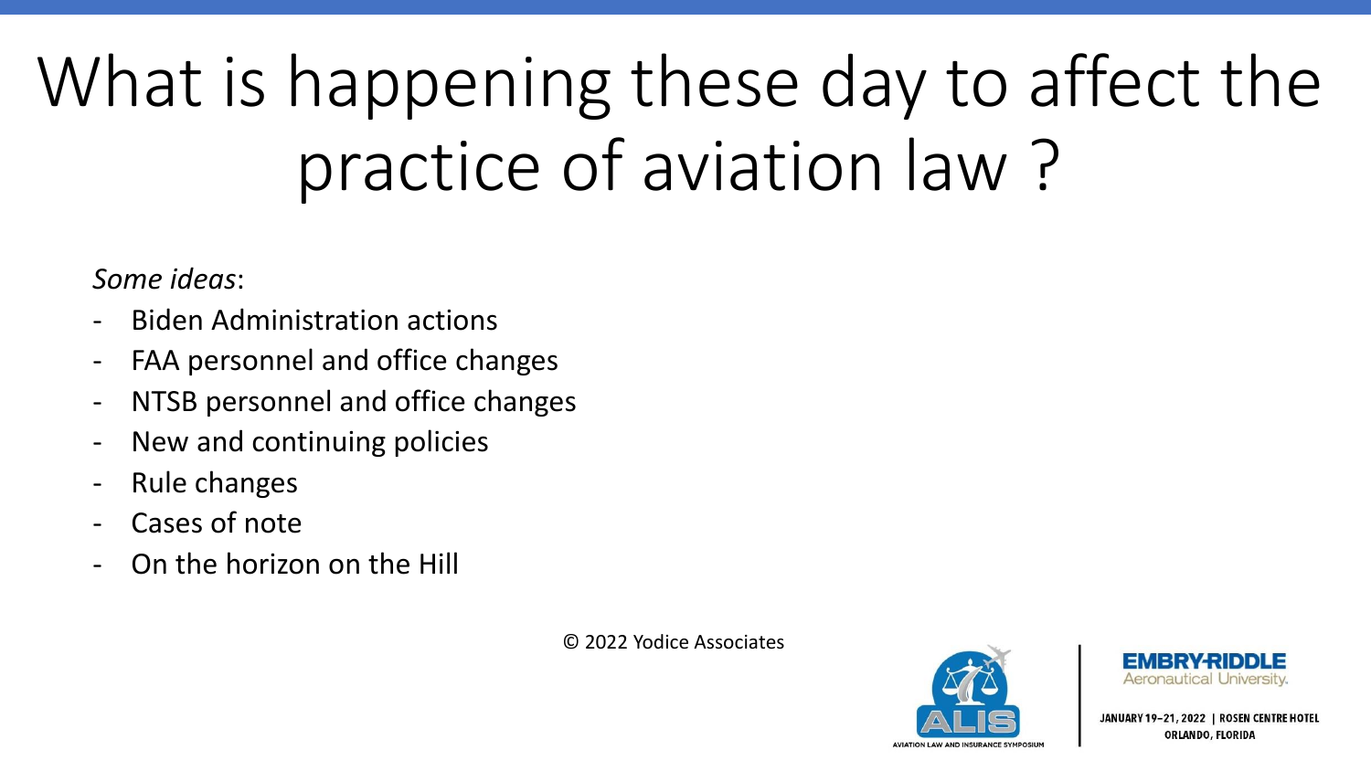# What is happening these day to affect the practice of aviation law ?

*Some ideas*:

- Biden Administration actions
- FAA personnel and office changes
- NTSB personnel and office changes
- New and continuing policies
- Rule changes
- Cases of note
- On the horizon on the Hill

© 2022 Yodice Associates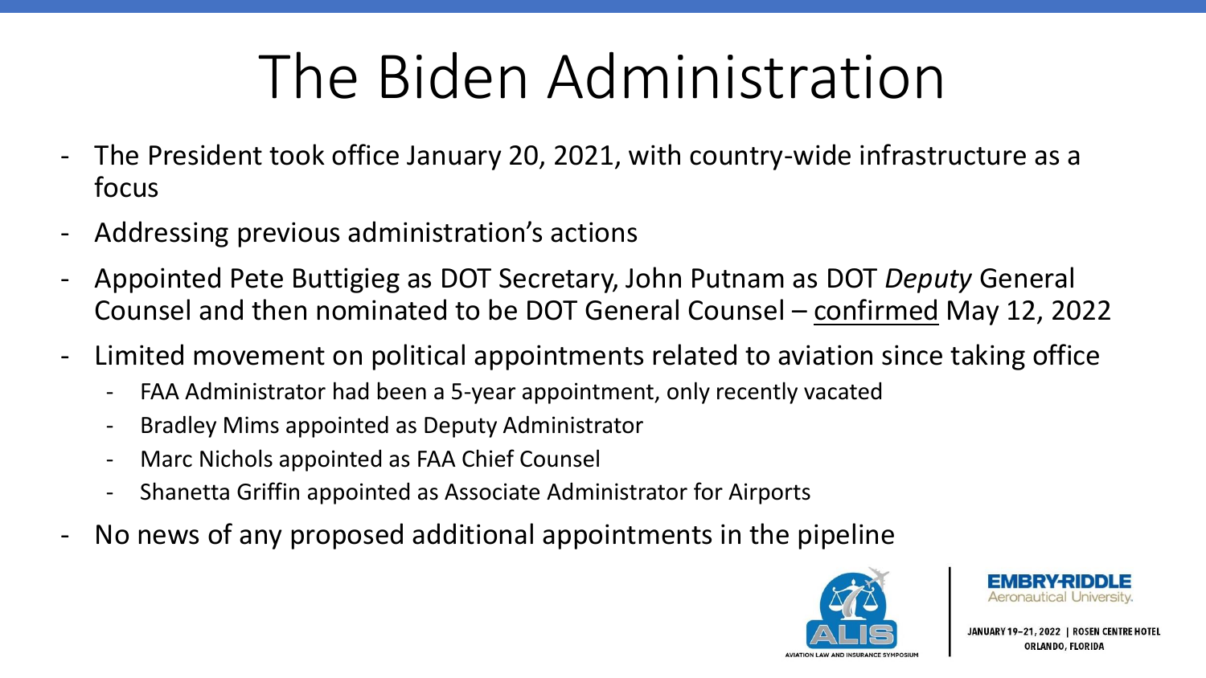# The Biden Administration

- The President took office January 20, 2021, with country-wide infrastructure as a focus
- Addressing previous administration's actions
- Appointed Pete Buttigieg as DOT Secretary, John Putnam as DOT *Deputy* General Counsel and then nominated to be DOT General Counsel – confirmed May 12, 2022
- Limited movement on political appointments related to aviation since taking office
  - FAA Administrator had been a 5-year appointment, only recently vacated
  - Bradley Mims appointed as Deputy Administrator
  - Marc Nichols appointed as FAA Chief Counsel
  - Shanetta Griffin appointed as Associate Administrator for Airports
- No news of any proposed additional appointments in the pipeline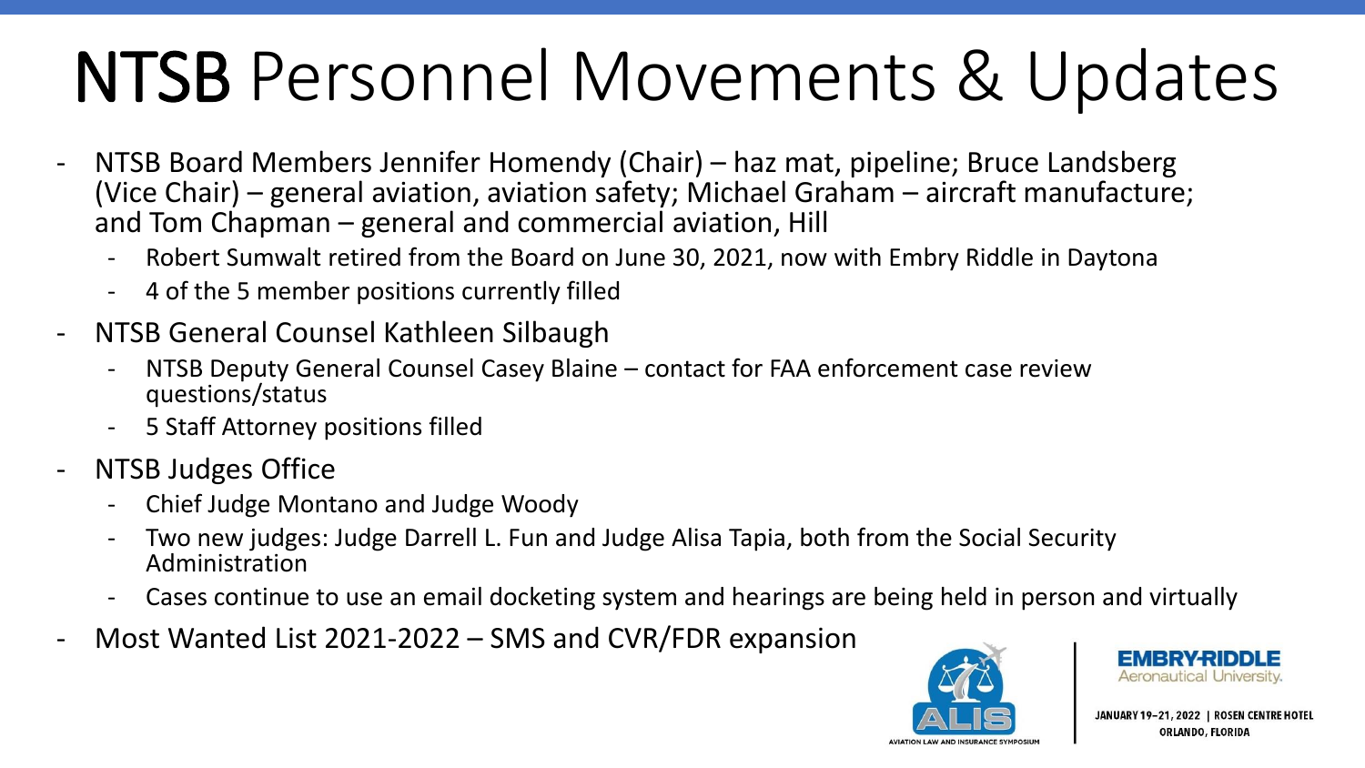# NTSB Personnel Movements & Updates

- NTSB Board Members Jennifer Homendy (Chair) – haz mat, pipeline; Bruce Landsberg (Vice Chair) – general aviation, aviation safety; Michael Graham – aircraft manufacture; and Tom Chapman – general and commercial aviation, Hill
  - Robert Sumwalt retired from the Board on June 30, 2021, now with Embry Riddle in Daytona
  - 4 of the 5 member positions currently filled
- NTSB General Counsel Kathleen Silbaugh
  - NTSB Deputy General Counsel Casey Blaine – contact for FAA enforcement case review questions/status
  - 5 Staff Attorney positions filled
- NTSB Judges Office
  - Chief Judge Montano and Judge Woody
  - Two new judges: Judge Darrell L. Fun and Judge Alisa Tapia, both from the Social Security Administration
  - Cases continue to use an email docketing system and hearings are being held in person and virtually
- Most Wanted List 2021-2022 – SMS and CVR/FDR expansion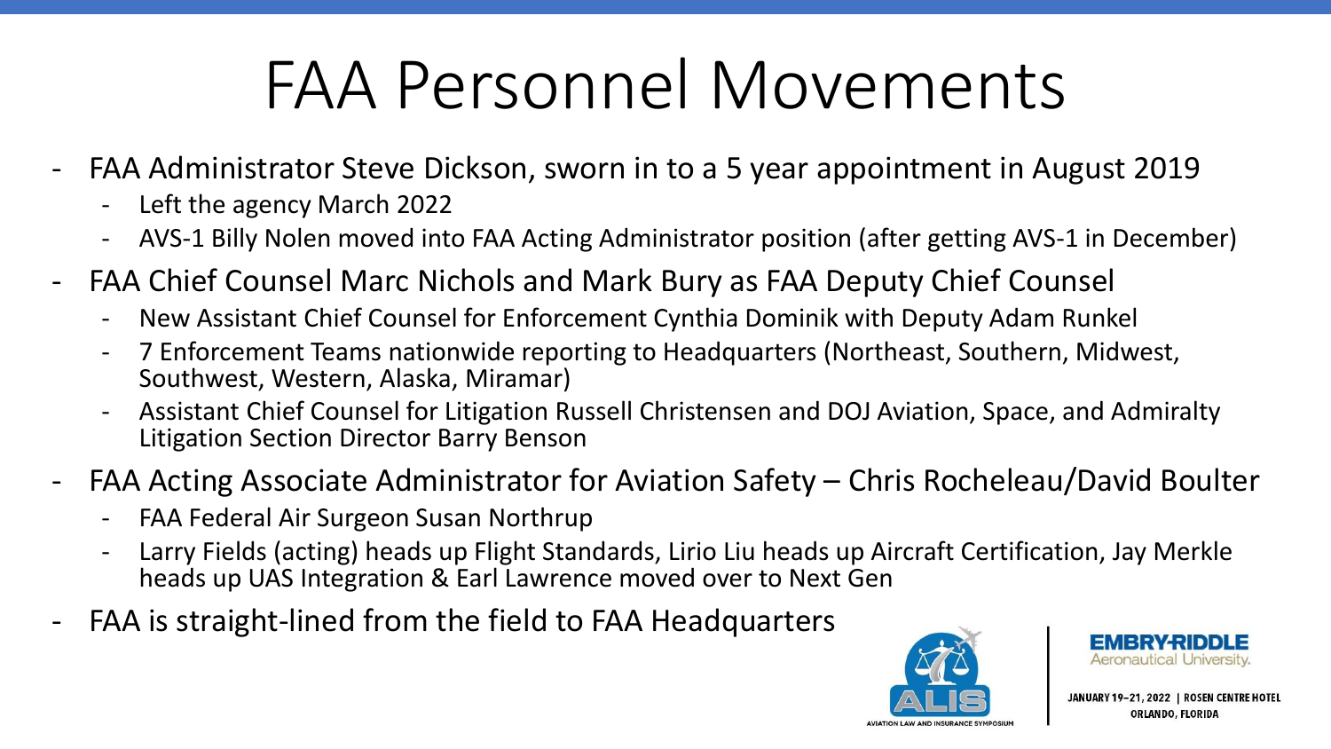# FAA Personnel Movements

- FAA Administrator Steve Dickson, sworn in to a 5 year appointment in August 2019
  - Left the agency March 2022
  - AVS-1 Billy Nolen moved into FAA Acting Administrator position (after getting AVS-1 in December)
- FAA Chief Counsel Marc Nichols and Mark Bury as FAA Deputy Chief Counsel
  - New Assistant Chief Counsel for Enforcement Cynthia Dominik with Deputy Adam Runkel
  - 7 Enforcement Teams nationwide reporting to Headquarters (Northeast, Southern, Midwest, Southwest, Western, Alaska, Miramar)
  - Assistant Chief Counsel for Litigation Russell Christensen and DOJ Aviation, Space, and Admiralty Litigation Section Director Barry Benson
- FAA Acting Associate Administrator for Aviation Safety – Chris Rocheleau/David Boulter
  - FAA Federal Air Surgeon Susan Northrup
  - Larry Fields (acting) heads up Flight Standards, Lirio Liu heads up Aircraft Certification, Jay Merkle heads up UAS Integration & Earl Lawrence moved over to Next Gen
- FAA is straight-lined from the field to FAA Headquarters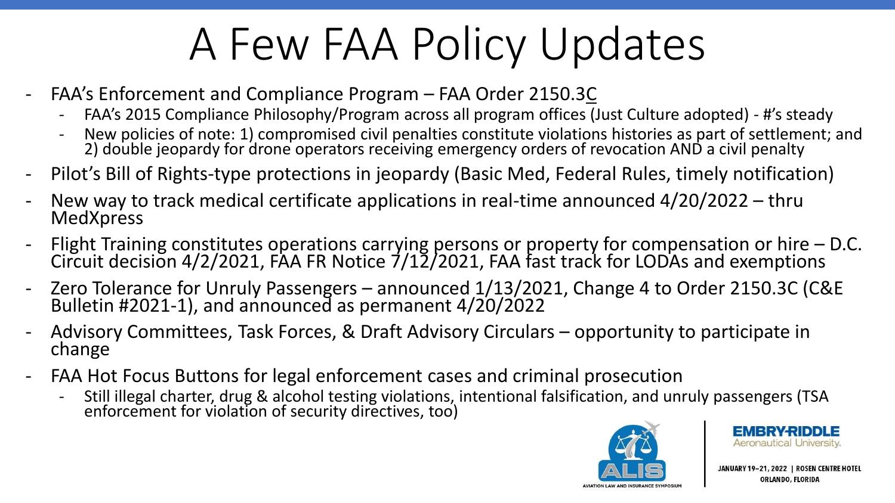# A Few FAA Policy Updates

- FAA's Enforcement and Compliance Program – FAA Order 2150.3C
  - FAA's 2015 Compliance Philosophy/Program across all program offices (Just Culture adopted) - #'s steady
  - New policies of note: 1) compromised civil penalties constitute violations histories as part of settlement; and 2) double jeopardy for drone operators receiving emergency orders of revocation AND a civil penalty
- Pilot's Bill of Rights-type protections in jeopardy (Basic Med, Federal Rules, timely notification)
- New way to track medical certificate applications in real-time announced 4/20/2022 – thru MedXpress
- Flight Training constitutes operations carrying persons or property for compensation or hire – D.C. Circuit decision 4/2/2021, FAA FR Notice 7/12/2021, FAA fast track for LODAs and exemptions
- Zero Tolerance for Unruly Passengers – announced 1/13/2021, Change 4 to Order 2150.3C (C&E Bulletin #2021-1), and announced as permanent 4/20/2022
- Advisory Committees, Task Forces, & Draft Advisory Circulars – opportunity to participate in change
- FAA Hot Focus Buttons for legal enforcement cases and criminal prosecution
  - Still illegal charter, drug & alcohol testing violations, intentional falsification, and unruly passengers (TSA enforcement for violation of security directives, too)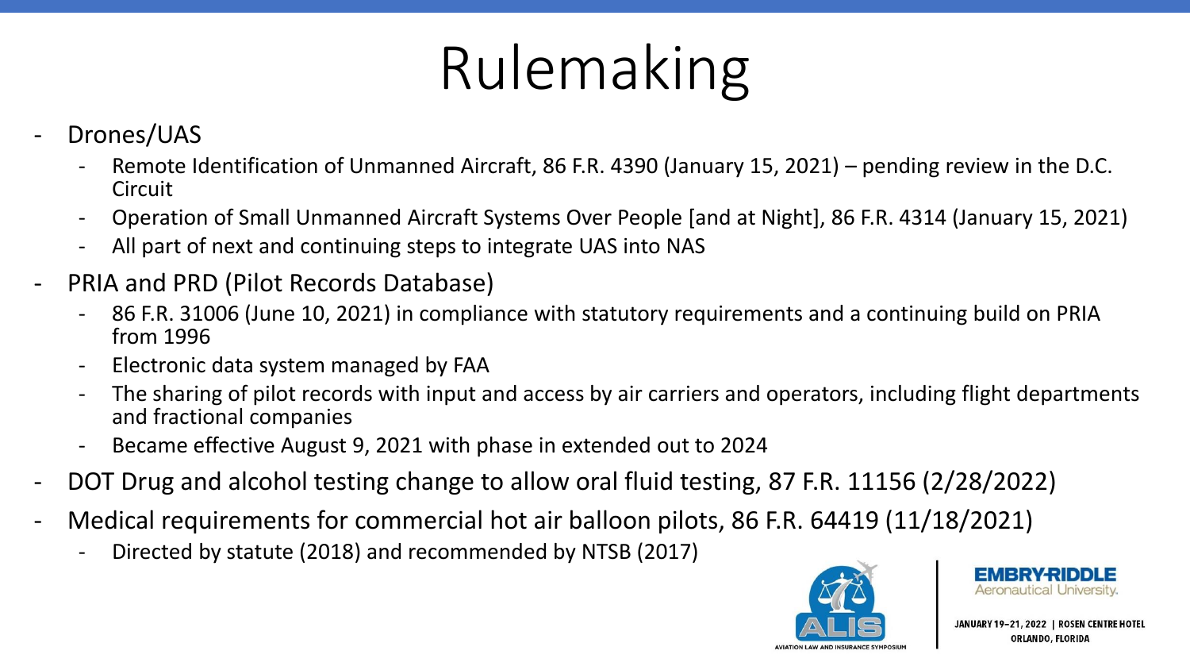# Rulemaking

- Drones/UAS
  - Remote Identification of Unmanned Aircraft, 86 F.R. 4390 (January 15, 2021) – pending review in the D.C. Circuit
  - Operation of Small Unmanned Aircraft Systems Over People [and at Night], 86 F.R. 4314 (January 15, 2021)
  - All part of next and continuing steps to integrate UAS into NAS
- PRIA and PRD (Pilot Records Database)
  - 86 F.R. 31006 (June 10, 2021) in compliance with statutory requirements and a continuing build on PRIA from 1996
  - Electronic data system managed by FAA
  - The sharing of pilot records with input and access by air carriers and operators, including flight departments and fractional companies
  - Became effective August 9, 2021 with phase in extended out to 2024
- DOT Drug and alcohol testing change to allow oral fluid testing, 87 F.R. 11156 (2/28/2022)
- Medical requirements for commercial hot air balloon pilots, 86 F.R. 64419 (11/18/2021)
  - Directed by statute (2018) and recommended by NTSB (2017)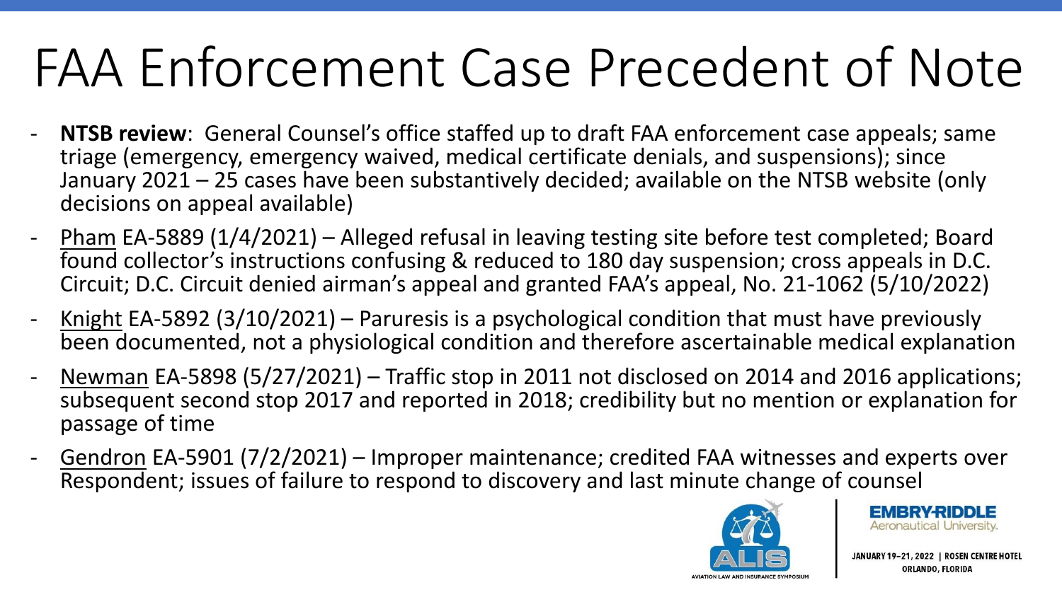# FAA Enforcement Case Precedent of Note

- **NTSB review**: General Counsel's office staffed up to draft FAA enforcement case appeals; same triage (emergency, emergency waived, medical certificate denials, and suspensions); since January 2021 – 25 cases have been substantively decided; available on the NTSB website (only decisions on appeal available)
- Pham EA-5889 (1/4/2021) – Alleged refusal in leaving testing site before test completed; Board found collector's instructions confusing & reduced to 180 day suspension; cross appeals in D.C. Circuit; D.C. Circuit denied airman's appeal and granted FAA's appeal, No. 21-1062 (5/10/2022)
- Knight EA-5892 (3/10/2021) – Paruresis is a psychological condition that must have previously been documented, not a physiological condition and therefore ascertainable medical explanation
- Newman EA-5898 (5/27/2021) – Traffic stop in 2011 not disclosed on 2014 and 2016 applications; subsequent second stop 2017 and reported in 2018; credibility but no mention or explanation for passage of time
- Gendron EA-5901 (7/2/2021) – Improper maintenance; credited FAA witnesses and experts over Respondent; issues of failure to respond to discovery and last minute change of counsel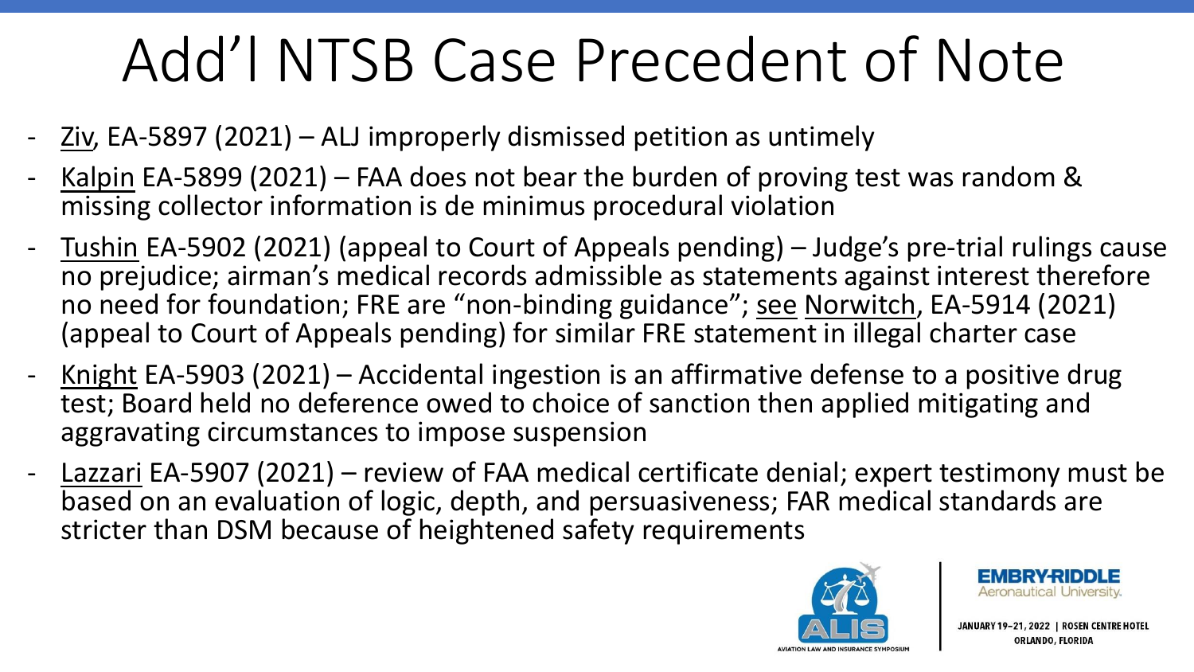# Add'l NTSB Case Precedent of Note

- Ziv, EA-5897 (2021) – ALJ improperly dismissed petition as untimely
- Kalpin EA-5899 (2021) – FAA does not bear the burden of proving test was random & missing collector information is de minimus procedural violation
- Tushin EA-5902 (2021) (appeal to Court of Appeals pending) – Judge's pre-trial rulings cause no prejudice; airman's medical records admissible as statements against interest therefore no need for foundation; FRE are "non-binding guidance"; see Norwitch, EA-5914 (2021) (appeal to Court of Appeals pending) for similar FRE statement in illegal charter case
- Knight EA-5903 (2021) – Accidental ingestion is an affirmative defense to a positive drug test; Board held no deference owed to choice of sanction then applied mitigating and aggravating circumstances to impose suspension
- Lazzari EA-5907 (2021) – review of FAA medical certificate denial; expert testimony must be based on an evaluation of logic, depth, and persuasiveness; FAR medical standards are stricter than DSM because of heightened safety requirements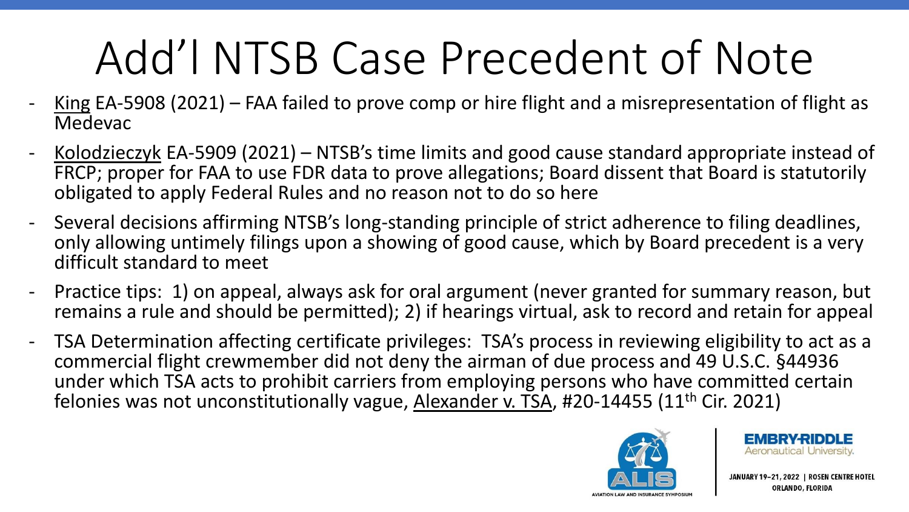# Add'l NTSB Case Precedent of Note

- King EA-5908 (2021) – FAA failed to prove comp or hire flight and a misrepresentation of flight as Medevac
- Kolodzieczyk EA-5909 (2021) – NTSB's time limits and good cause standard appropriate instead of FRCP; proper for FAA to use FDR data to prove allegations; Board dissent that Board is statutorily obligated to apply Federal Rules and no reason not to do so here
- Several decisions affirming NTSB's long-standing principle of strict adherence to filing deadlines, only allowing untimely filings upon a showing of good cause, which by Board precedent is a very difficult standard to meet
- Practice tips: 1) on appeal, always ask for oral argument (never granted for summary reason, but remains a rule and should be permitted); 2) if hearings virtual, ask to record and retain for appeal
- TSA Determination affecting certificate privileges: TSA's process in reviewing eligibility to act as a commercial flight crewmember did not deny the airman of due process and 49 U.S.C. §44936 under which TSA acts to prohibit carriers from employing persons who have committed certain felonies was not unconstitutionally vague, Alexander v. TSA, #20-14455 (11th Cir. 2021)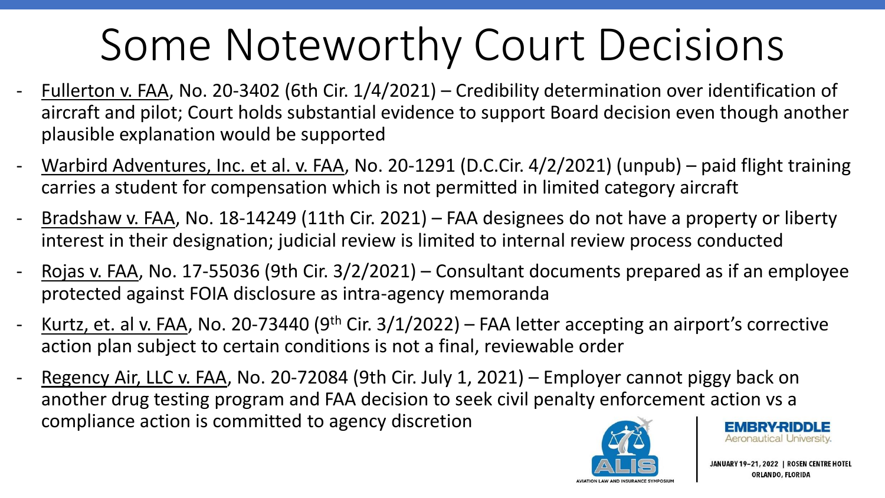# Some Noteworthy Court Decisions

- Fullerton v. FAA, No. 20-3402 (6th Cir. 1/4/2021) – Credibility determination over identification of aircraft and pilot; Court holds substantial evidence to support Board decision even though another plausible explanation would be supported
- Warbird Adventures, Inc. et al. v. FAA, No. 20-1291 (D.C.Cir. 4/2/2021) (unpub) – paid flight training carries a student for compensation which is not permitted in limited category aircraft
- Bradshaw v. FAA, No. 18-14249 (11th Cir. 2021) – FAA designees do not have a property or liberty interest in their designation; judicial review is limited to internal review process conducted
- Rojas v. FAA, No. 17-55036 (9th Cir. 3/2/2021) – Consultant documents prepared as if an employee protected against FOIA disclosure as intra-agency memoranda
- Kurtz, et. al v. FAA, No. 20-73440 (9th Cir. 3/1/2022) – FAA letter accepting an airport's corrective action plan subject to certain conditions is not a final, reviewable order
- Regency Air, LLC v. FAA, No. 20-72084 (9th Cir. July 1, 2021) – Employer cannot piggy back on another drug testing program and FAA decision to seek civil penalty enforcement action vs a compliance action is committed to agency discretion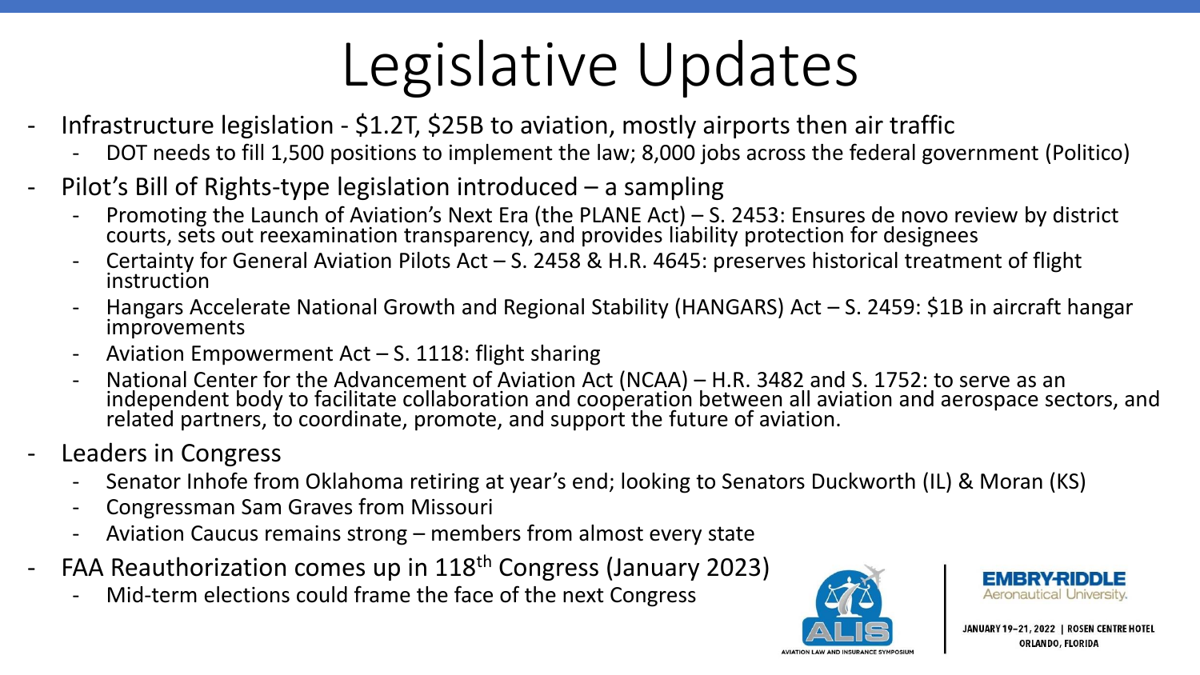# Legislative Updates

- Infrastructure legislation - $1.2T, $25B to aviation, mostly airports then air traffic
  - DOT needs to fill 1,500 positions to implement the law; 8,000 jobs across the federal government (Politico)
- Pilot's Bill of Rights-type legislation introduced – a sampling
  - Promoting the Launch of Aviation's Next Era (the PLANE Act) – S. 2453: Ensures de novo review by district courts, sets out reexamination transparency, and provides liability protection for designees
  - Certainty for General Aviation Pilots Act – S. 2458 & H.R. 4645: preserves historical treatment of flight instruction
  - Hangars Accelerate National Growth and Regional Stability (HANGARS) Act – S. 2459: $1B in aircraft hangar improvements
  - Aviation Empowerment Act – S. 1118: flight sharing
  - National Center for the Advancement of Aviation Act (NCAA) – H.R. 3482 and S. 1752: to serve as an independent body to facilitate collaboration and cooperation between all aviation and aerospace sectors, and related partners, to coordinate, promote, and support the future of aviation.
- Leaders in Congress
  - Senator Inhofe from Oklahoma retiring at year's end; looking to Senators Duckworth (IL) & Moran (KS)
  - Congressman Sam Graves from Missouri
  - Aviation Caucus remains strong – members from almost every state
- FAA Reauthorization comes up in 118th Congress (January 2023)
  - Mid-term elections could frame the face of the next Congress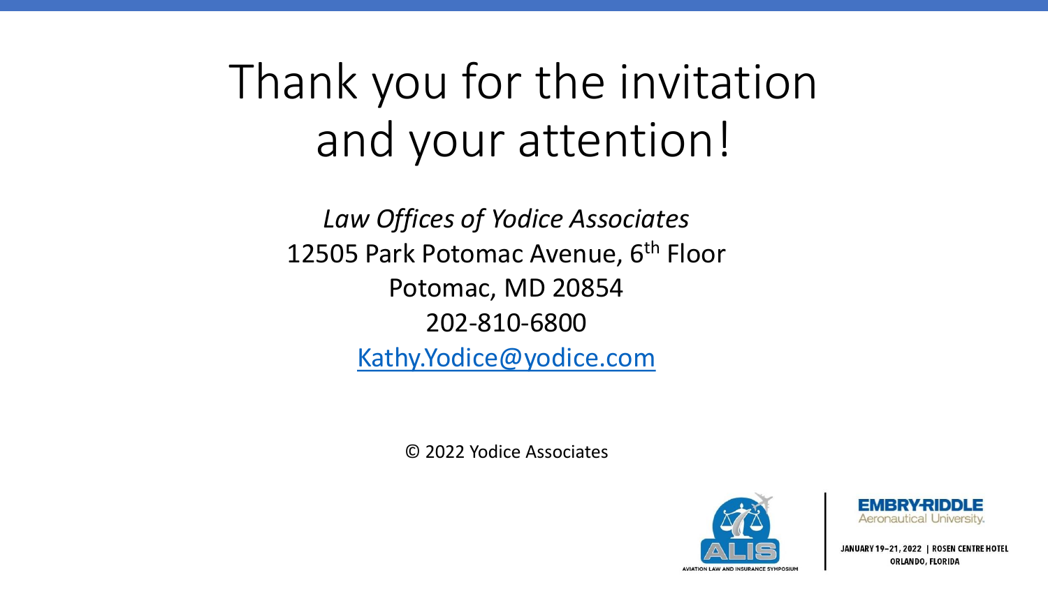# Thank you for the invitation and your attention!

*Law Offices of Yodice Associates*
12505 Park Potomac Avenue, 6th Floor
Potomac, MD 20854
202-810-6800
Kathy.Yodice@yodice.com

© 2022 Yodice Associates

ALIS
AVIATION LAW AND INSURANCE SYMPOSIUM

EMBRY-RIDDLE
Aeronautical University.

JANUARY 19–21, 2022 | ROSEN CENTRE HOTEL
ORLANDO, FLORIDA